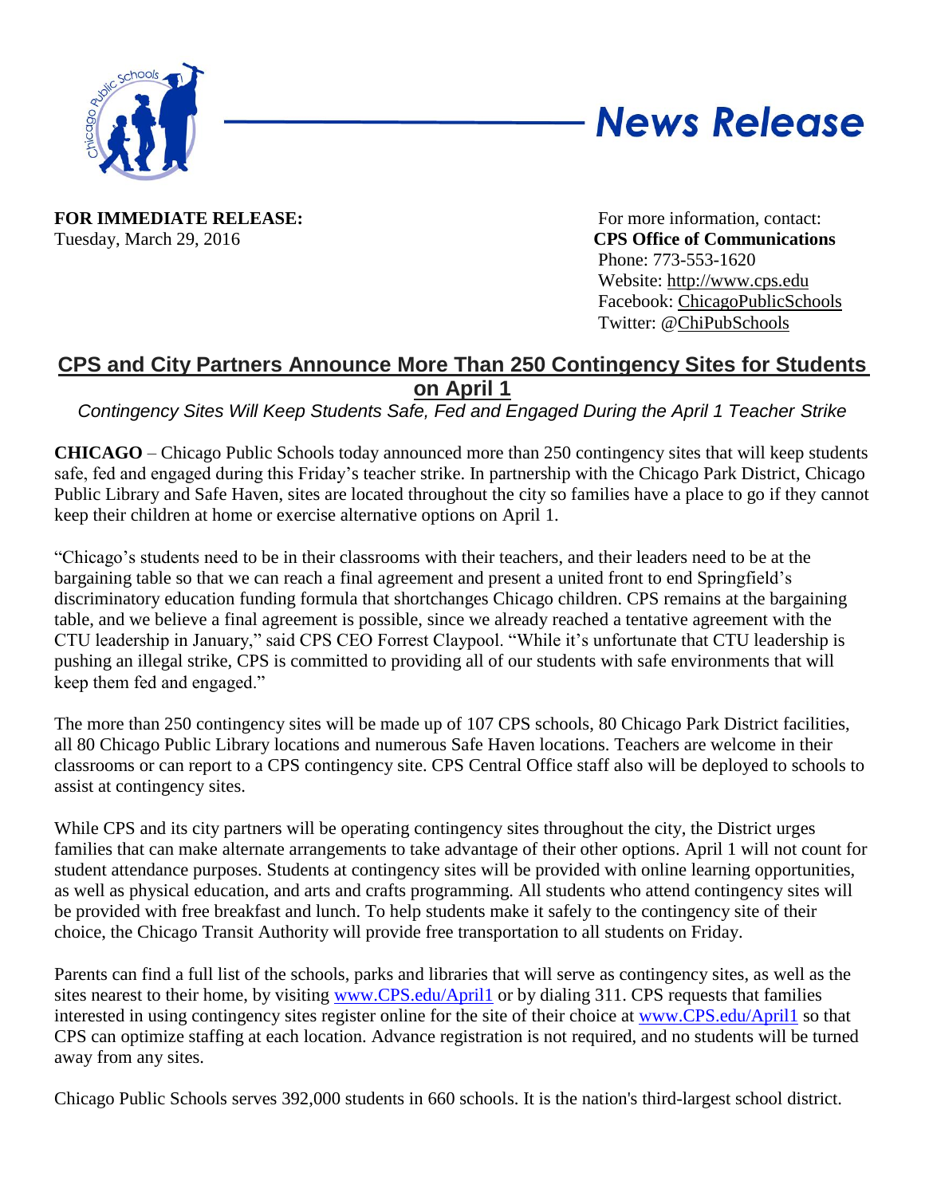# News Release

**FOR IMMEDIATE RELEASE:**
Tuesday, March 29, 2016

For more information, contact:
**CPS Office of Communications**
Phone: 773-553-1620
Website: http://www.cps.edu
Facebook: ChicagoPublicSchools
Twitter: @ChiPubSchools

## CPS and City Partners Announce More Than 250 Contingency Sites for Students on April 1

*Contingency Sites Will Keep Students Safe, Fed and Engaged During the April 1 Teacher Strike*

**CHICAGO** – Chicago Public Schools today announced more than 250 contingency sites that will keep students safe, fed and engaged during this Friday's teacher strike. In partnership with the Chicago Park District, Chicago Public Library and Safe Haven, sites are located throughout the city so families have a place to go if they cannot keep their children at home or exercise alternative options on April 1.

"Chicago's students need to be in their classrooms with their teachers, and their leaders need to be at the bargaining table so that we can reach a final agreement and present a united front to end Springfield's discriminatory education funding formula that shortchanges Chicago children. CPS remains at the bargaining table, and we believe a final agreement is possible, since we already reached a tentative agreement with the CTU leadership in January," said CPS CEO Forrest Claypool. "While it's unfortunate that CTU leadership is pushing an illegal strike, CPS is committed to providing all of our students with safe environments that will keep them fed and engaged."

The more than 250 contingency sites will be made up of 107 CPS schools, 80 Chicago Park District facilities, all 80 Chicago Public Library locations and numerous Safe Haven locations. Teachers are welcome in their classrooms or can report to a CPS contingency site. CPS Central Office staff also will be deployed to schools to assist at contingency sites.

While CPS and its city partners will be operating contingency sites throughout the city, the District urges families that can make alternate arrangements to take advantage of their other options. April 1 will not count for student attendance purposes. Students at contingency sites will be provided with online learning opportunities, as well as physical education, and arts and crafts programming. All students who attend contingency sites will be provided with free breakfast and lunch. To help students make it safely to the contingency site of their choice, the Chicago Transit Authority will provide free transportation to all students on Friday.

Parents can find a full list of the schools, parks and libraries that will serve as contingency sites, as well as the sites nearest to their home, by visiting www.CPS.edu/April1 or by dialing 311. CPS requests that families interested in using contingency sites register online for the site of their choice at www.CPS.edu/April1 so that CPS can optimize staffing at each location. Advance registration is not required, and no students will be turned away from any sites.

Chicago Public Schools serves 392,000 students in 660 schools. It is the nation's third-largest school district.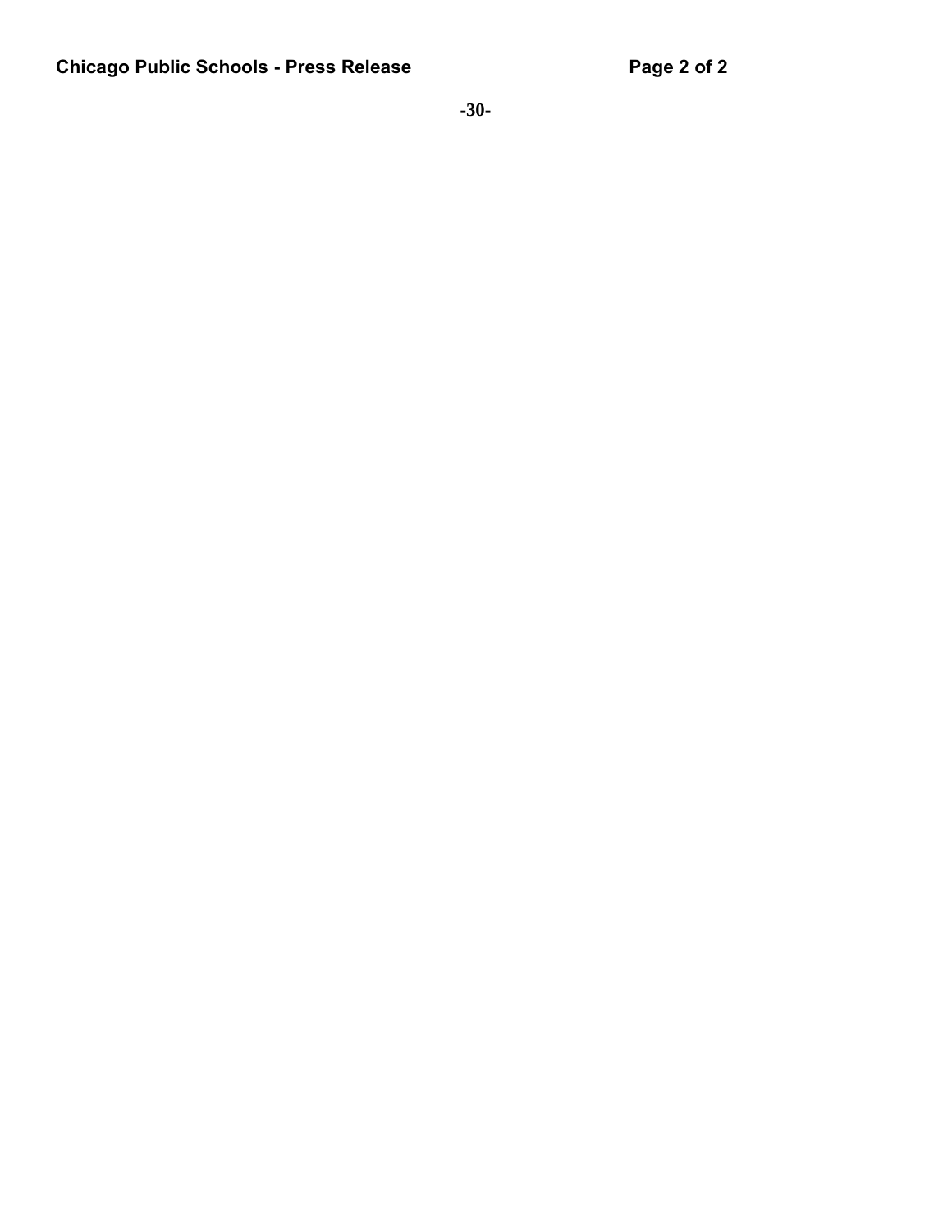-30-